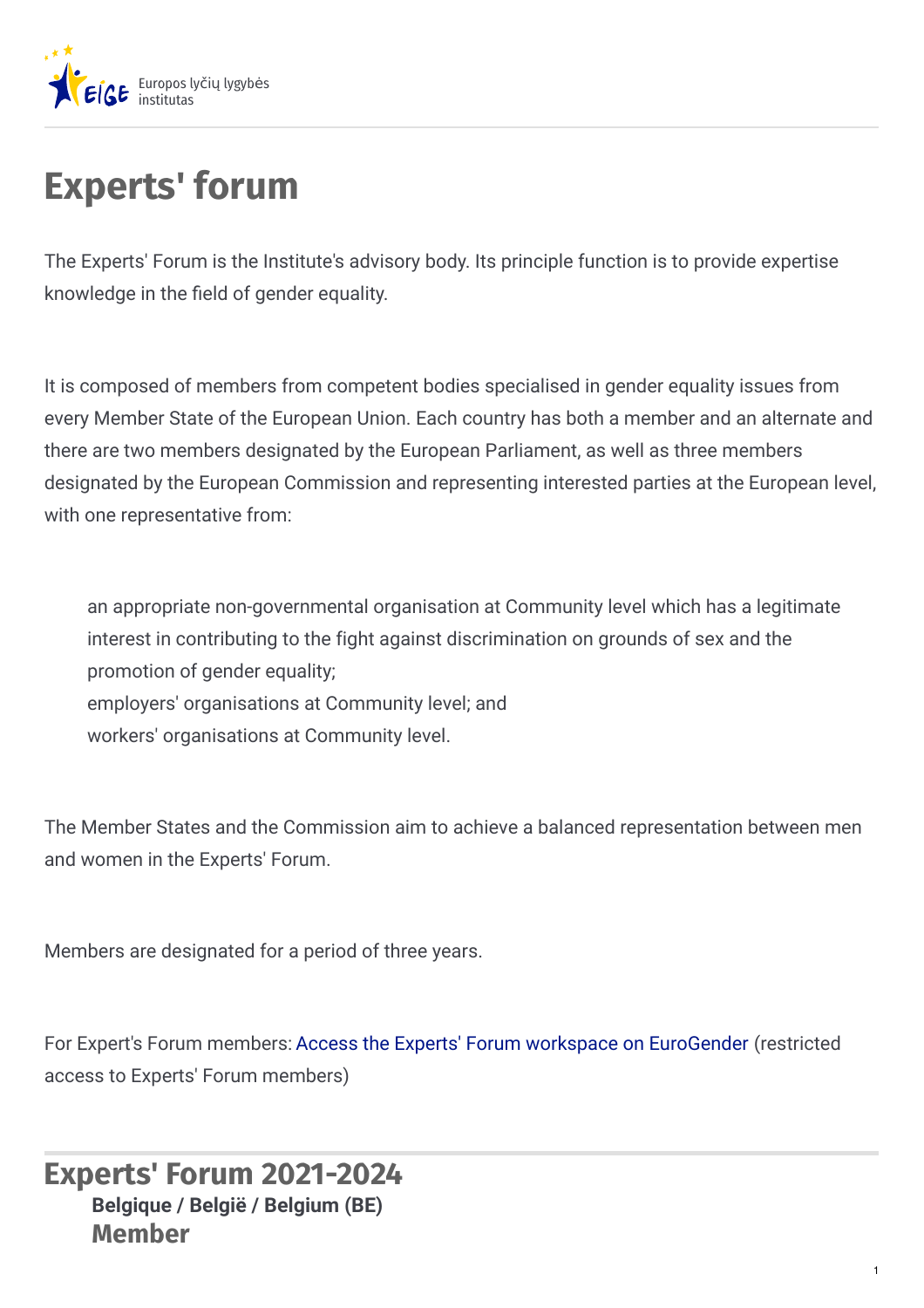# Experts' forum

The Experts' Forum is the Institute's advisory body. Its principle function is to provide expertise knowledge in the field of gender equality.

It is composed of members from competent bodies specialised in gender equality issues from every Member State of the European Union. Each country has both a member and an alternate and there are two members designated by the European Parliament, as well as three members designated by the European Commission and representing interested parties at the European level, with one representative from:

- an appropriate non-governmental organisation at Community level which has a legitimate interest in contributing to the fight against discrimination on grounds of sex and the promotion of gender equality;
- employers' organisations at Community level; and
- workers' organisations at Community level.

The Member States and the Commission aim to achieve a balanced representation between men and women in the Experts' Forum.

Members are designated for a period of three years.

For Expert's Forum members: Access the Experts' Forum workspace on EuroGender (restricted access to Experts' Forum members)

## Experts' Forum 2021-2024

### Belgique / België / Belgium (BE)

### Member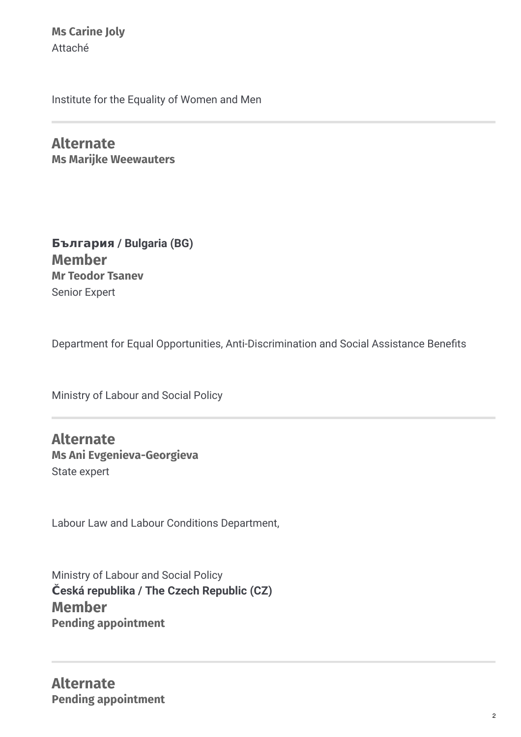**Ms Carine Joly**
Attaché

Institute for the Equality of Women and Men

---

## Alternate

**Ms Marijke Weewauters**

**България / Bulgaria (BG)**

## Member

**Mr Teodor Tsanev**
Senior Expert

Department for Equal Opportunities, Anti-Discrimination and Social Assistance Benefits

Ministry of Labour and Social Policy

---

## Alternate

**Ms Ani Evgenieva-Georgieva**
State expert

Labour Law and Labour Conditions Department,

Ministry of Labour and Social Policy

**Česká republika / The Czech Republic (CZ)**

## Member

**Pending appointment**

---

## Alternate

**Pending appointment**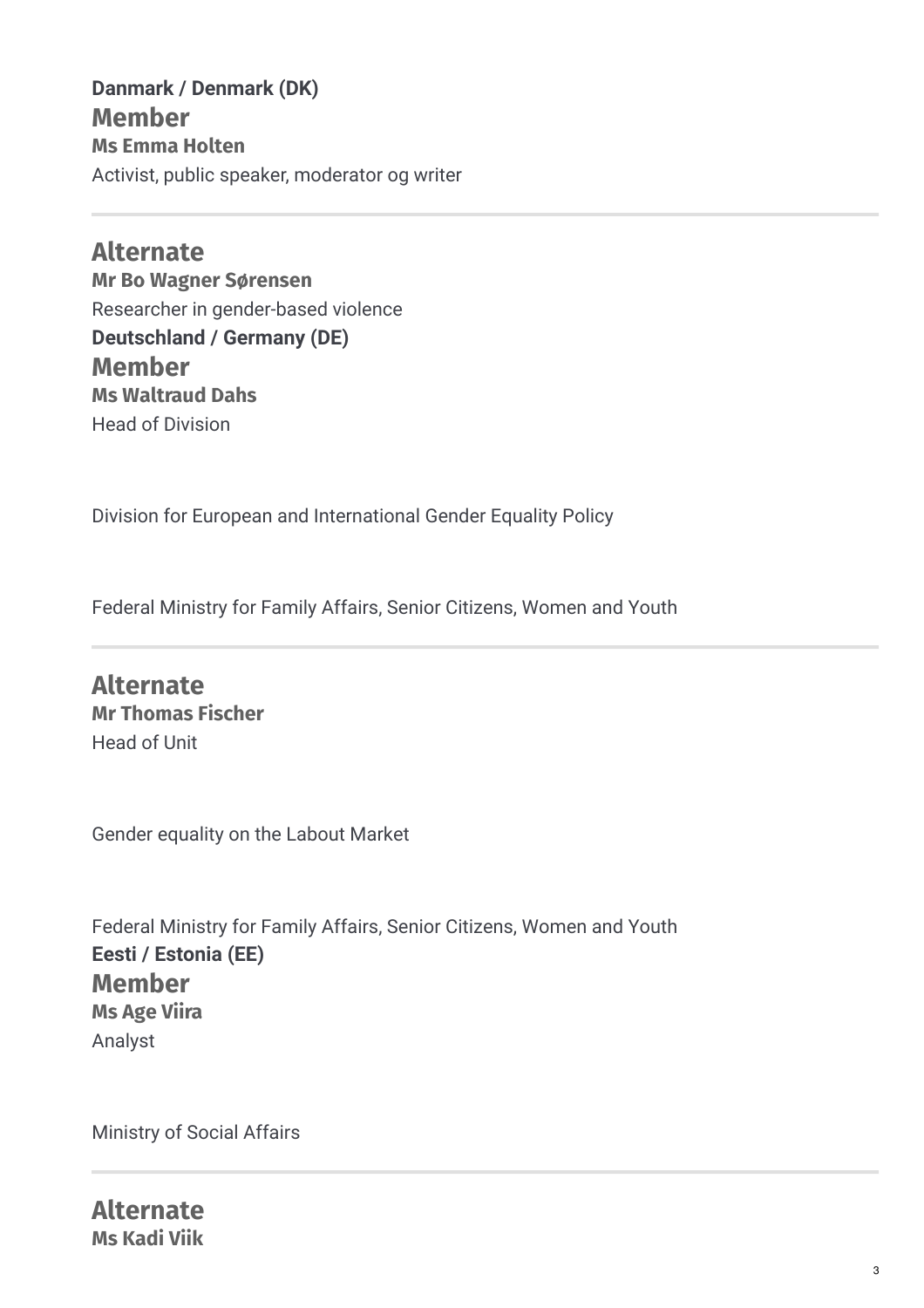**Danmark / Denmark (DK)**

## Member

**Ms Emma Holten**

Activist, public speaker, moderator og writer

---

## Alternate

**Mr Bo Wagner Sørensen**

Researcher in gender-based violence

**Deutschland / Germany (DE)**

## Member

**Ms Waltraud Dahs**

Head of Division

Division for European and International Gender Equality Policy

Federal Ministry for Family Affairs, Senior Citizens, Women and Youth

---

## Alternate

**Mr Thomas Fischer**

Head of Unit

Gender equality on the Labout Market

Federal Ministry for Family Affairs, Senior Citizens, Women and Youth

**Eesti / Estonia (EE)**

## Member

**Ms Age Viira**

Analyst

Ministry of Social Affairs

---

## Alternate

**Ms Kadi Viik**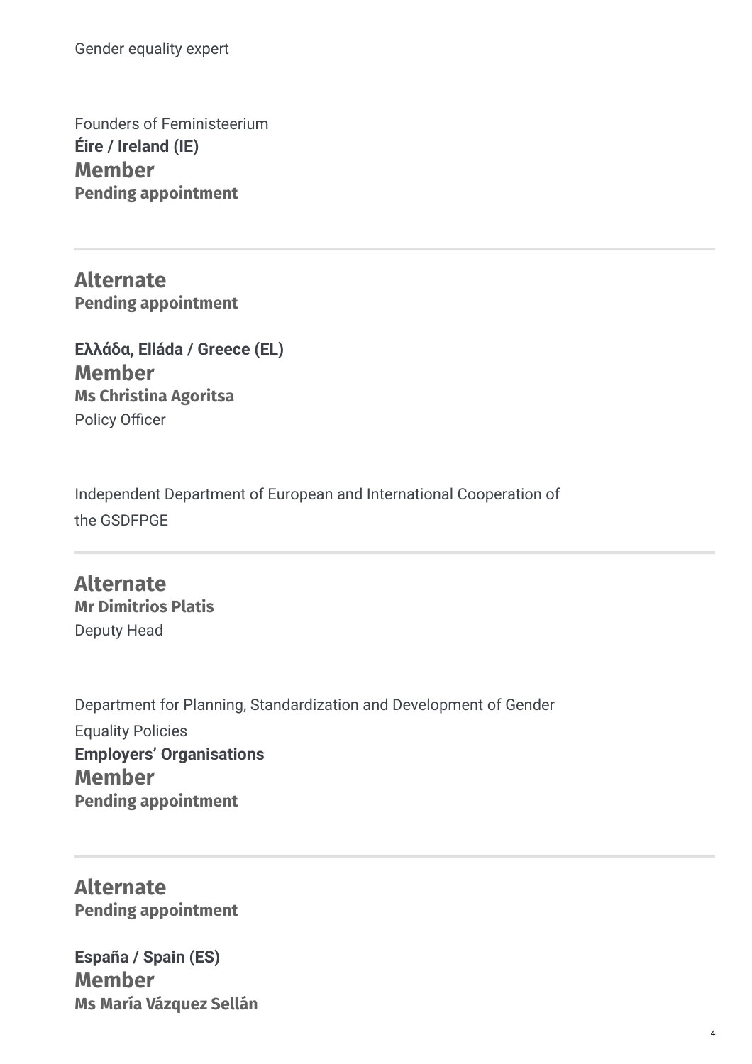Gender equality expert

Founders of Feministeerium

**Éire / Ireland (IE)**

### Member

**Pending appointment**

---

### Alternate

**Pending appointment**

**Ελλάδα, Elláda / Greece (EL)**

### Member

**Ms Christina Agoritsa**

Policy Officer

Independent Department of European and International Cooperation of the GSDFPGE

---

### Alternate

**Mr Dimitrios Platis**

Deputy Head

Department for Planning, Standardization and Development of Gender Equality Policies

**Employers' Organisations**

### Member

**Pending appointment**

---

### Alternate

**Pending appointment**

**España / Spain (ES)**

### Member

**Ms María Vázquez Sellán**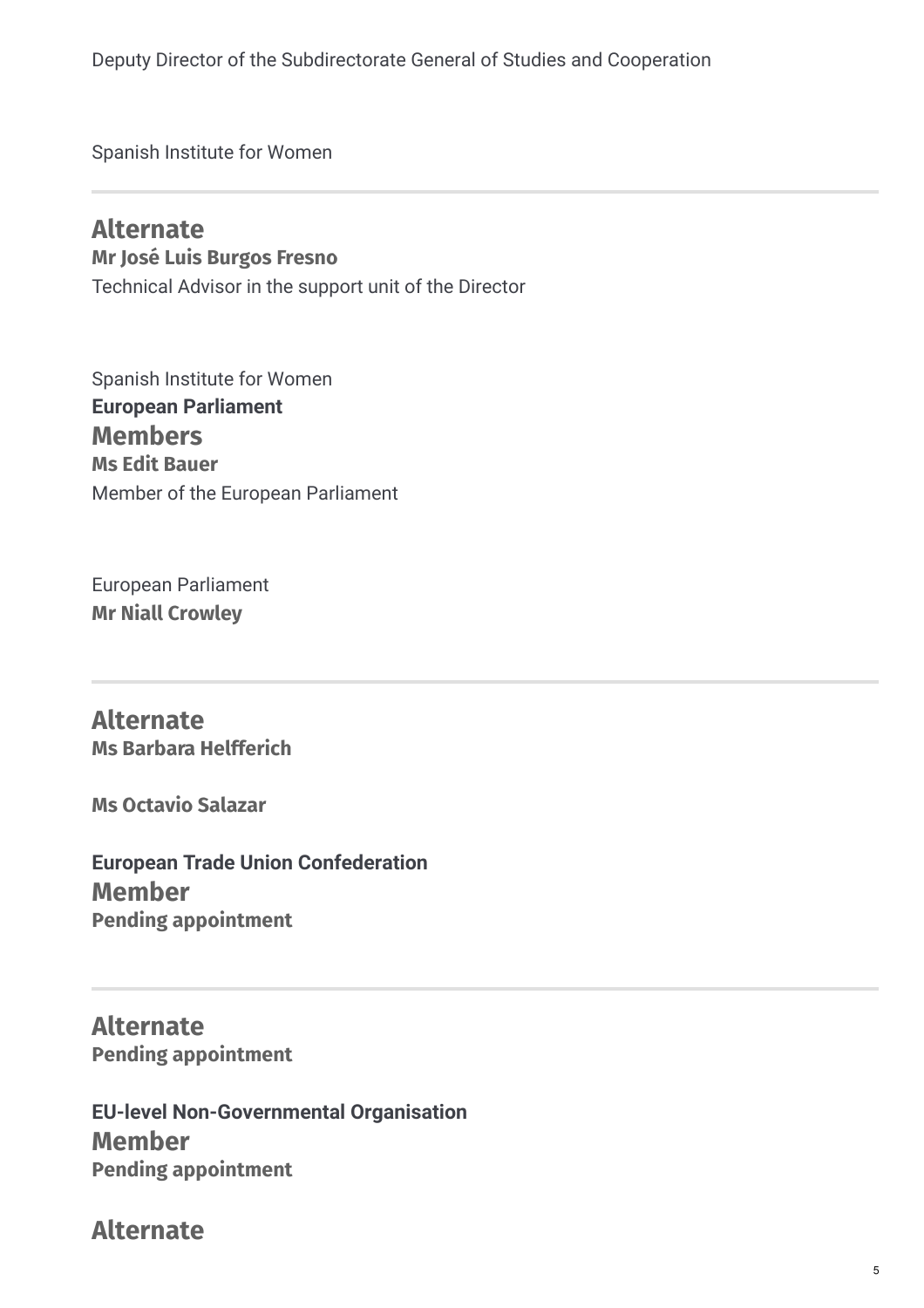Deputy Director of the Subdirectorate General of Studies and Cooperation

Spanish Institute for Women

---

## Alternate

**Mr José Luis Burgos Fresno**

Technical Advisor in the support unit of the Director

Spanish Institute for Women

**European Parliament**

## Members

**Ms Edit Bauer**

Member of the European Parliament

European Parliament

**Mr Niall Crowley**

---

## Alternate

**Ms Barbara Helfferich**

**Ms Octavio Salazar**

**European Trade Union Confederation**

## Member

**Pending appointment**

---

## Alternate

**Pending appointment**

**EU-level Non-Governmental Organisation**

## Member

**Pending appointment**

## Alternate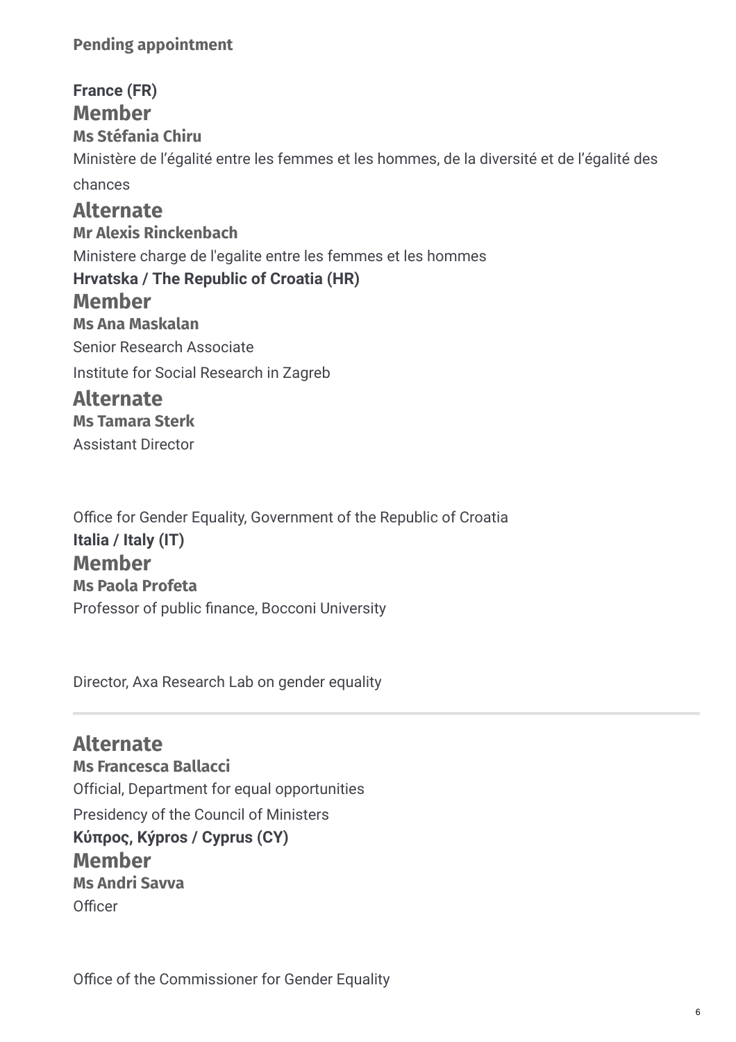**Pending appointment**

**France (FR)**

### Member

**Ms Stéfania Chiru**

Ministère de l’égalité entre les femmes et les hommes, de la diversité et de l’égalité des chances

### Alternate

**Mr Alexis Rinckenbach**

Ministere charge de l'egalite entre les femmes et les hommes

**Hrvatska / The Republic of Croatia (HR)**

### Member

**Ms Ana Maskalan**

Senior Research Associate

Institute for Social Research in Zagreb

### Alternate

**Ms Tamara Sterk**

Assistant Director

Office for Gender Equality, Government of the Republic of Croatia

**Italia / Italy (IT)**

### Member

**Ms Paola Profeta**

Professor of public finance, Bocconi University

Director, Axa Research Lab on gender equality

---

### Alternate

**Ms Francesca Ballacci**

Official, Department for equal opportunities

Presidency of the Council of Ministers

**Κύπρος, Kýpros / Cyprus (CY)**

### Member

**Ms Andri Savva**

Officer

Office of the Commissioner for Gender Equality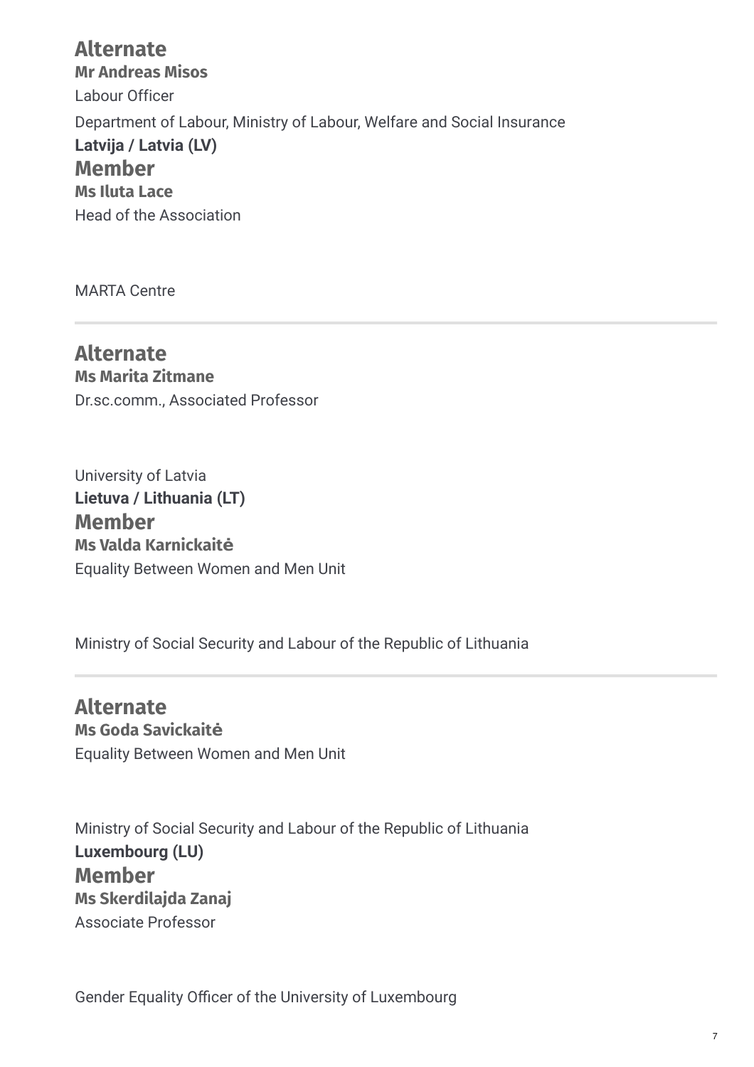### Alternate

**Mr Andreas Misos**

Labour Officer

Department of Labour, Ministry of Labour, Welfare and Social Insurance

**Latvija / Latvia (LV)**

### Member

**Ms Iluta Lace**

Head of the Association

MARTA Centre

---

### Alternate

**Ms Marita Zitmane**

Dr.sc.comm., Associated Professor

University of Latvia

**Lietuva / Lithuania (LT)**

### Member

**Ms Valda Karnickaitė**

Equality Between Women and Men Unit

Ministry of Social Security and Labour of the Republic of Lithuania

---

### Alternate

**Ms Goda Savickaitė**

Equality Between Women and Men Unit

Ministry of Social Security and Labour of the Republic of Lithuania

**Luxembourg (LU)**

### Member

**Ms Skerdilajda Zanaj**

Associate Professor

Gender Equality Officer of the University of Luxembourg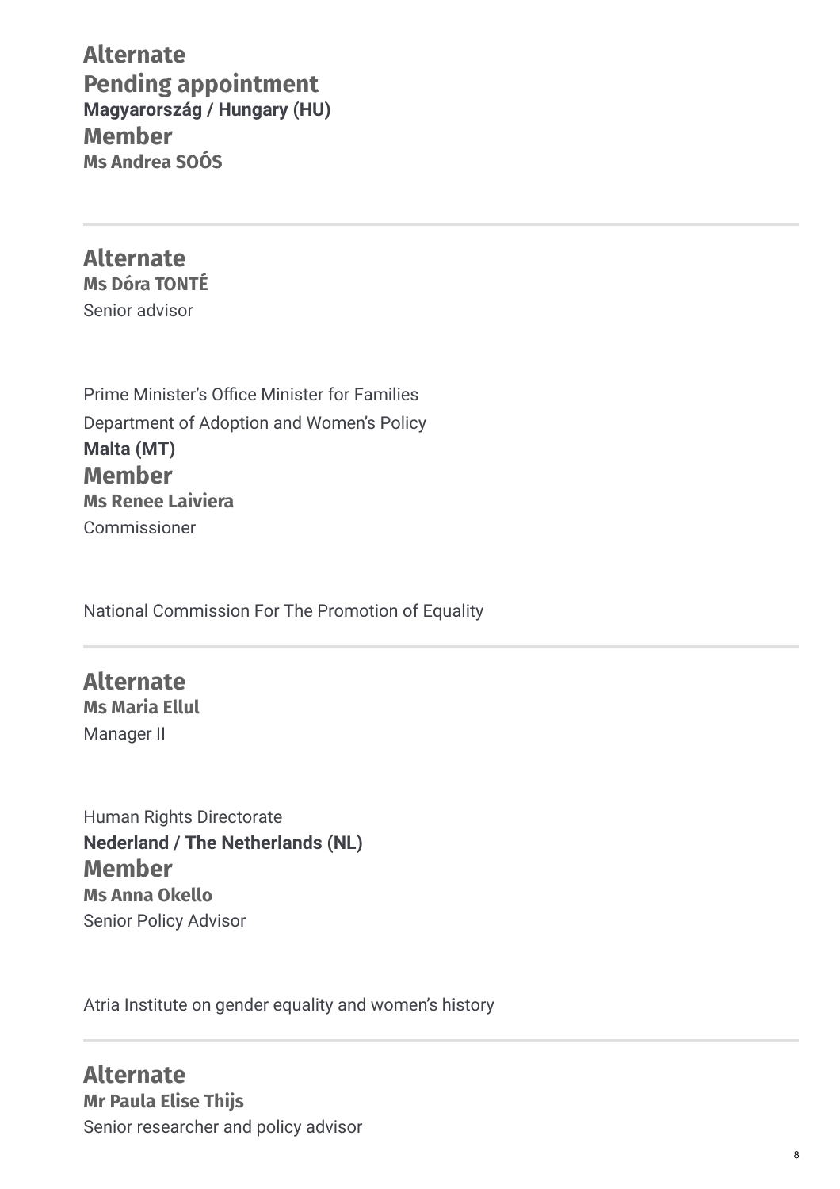**Alternate**

**Pending appointment**

**Magyarország / Hungary (HU)**

**Member**

**Ms Andrea SOÓS**

---

**Alternate**

**Ms Dóra TONTÉ**

Senior advisor

Prime Minister's Office Minister for Families

Department of Adoption and Women's Policy

**Malta (MT)**

**Member**

**Ms Renee Laiviera**

Commissioner

National Commission For The Promotion of Equality

---

**Alternate**

**Ms Maria Ellul**

Manager II

Human Rights Directorate

**Nederland / The Netherlands (NL)**

**Member**

**Ms Anna Okello**

Senior Policy Advisor

Atria Institute on gender equality and women's history

---

**Alternate**

**Mr Paula Elise Thijs**

Senior researcher and policy advisor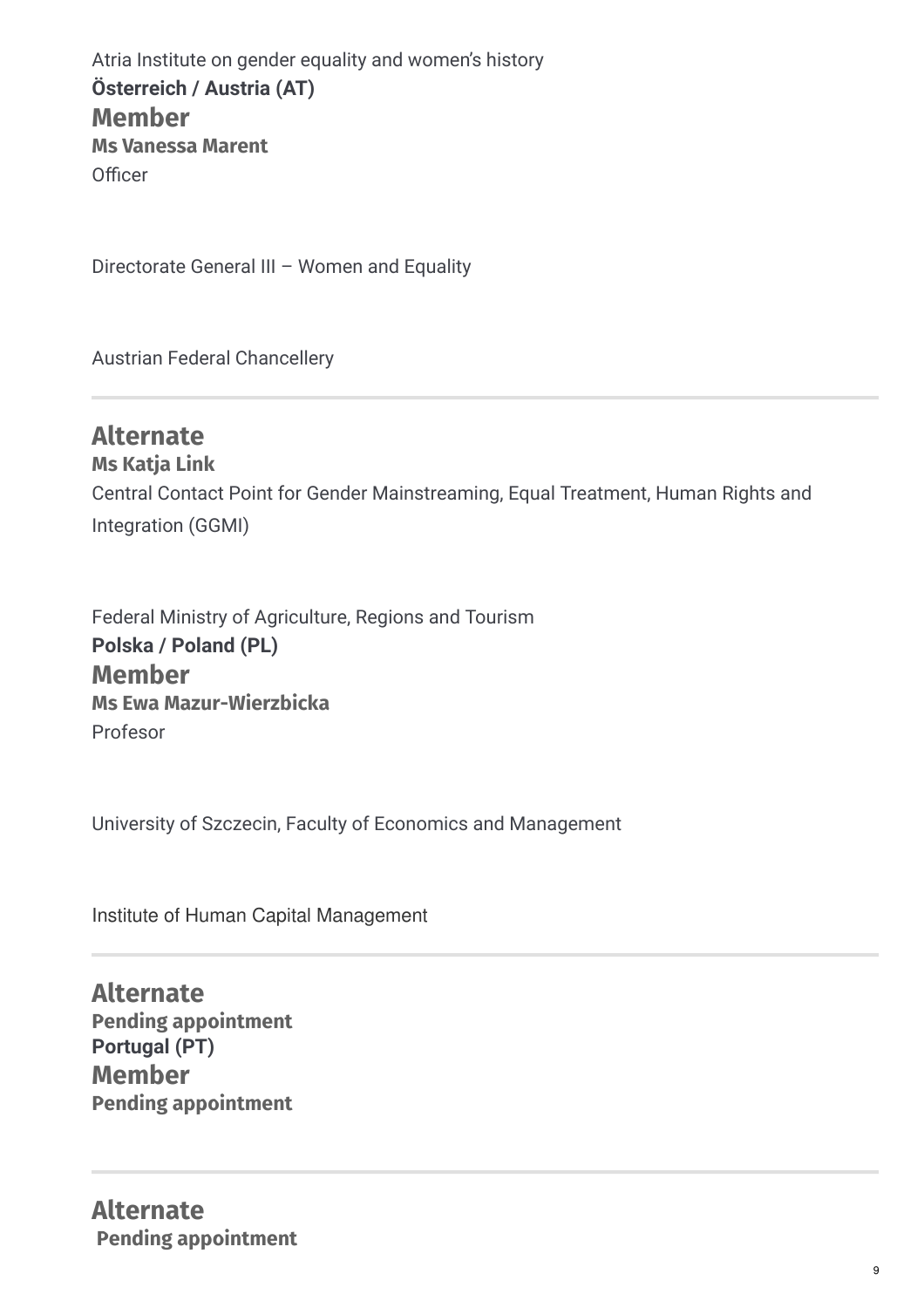Atria Institute on gender equality and women's history

**Österreich / Austria (AT)**

### Member

**Ms Vanessa Marent**

Officer

Directorate General III – Women and Equality

Austrian Federal Chancellery

---

### Alternate

**Ms Katja Link**

Central Contact Point for Gender Mainstreaming, Equal Treatment, Human Rights and Integration (GGMI)

Federal Ministry of Agriculture, Regions and Tourism

**Polska / Poland (PL)**

### Member

**Ms Ewa Mazur-Wierzbicka**

Profesor

University of Szczecin, Faculty of Economics and Management

Institute of Human Capital Management

---

### Alternate

**Pending appointment**

**Portugal (PT)**

### Member

**Pending appointment**

---

### Alternate

**Pending appointment**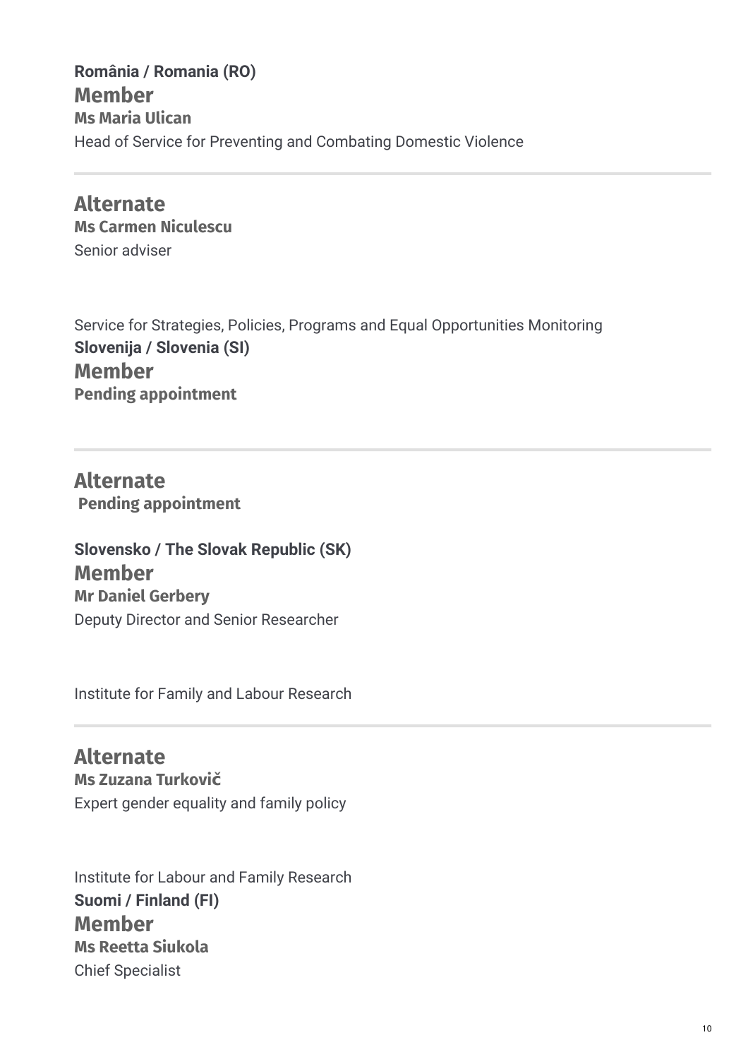**România / Romania (RO)**

### Member

**Ms Maria Ulican**

Head of Service for Preventing and Combating Domestic Violence

---

### Alternate

**Ms Carmen Niculescu**

Senior adviser

Service for Strategies, Policies, Programs and Equal Opportunities Monitoring

**Slovenija / Slovenia (SI)**

### Member

**Pending appointment**

---

### Alternate

**Pending appointment**

**Slovensko / The Slovak Republic (SK)**

### Member

**Mr Daniel Gerbery**

Deputy Director and Senior Researcher

Institute for Family and Labour Research

---

### Alternate

**Ms Zuzana Turkovič**

Expert gender equality and family policy

Institute for Labour and Family Research

**Suomi / Finland (FI)**

### Member

**Ms Reetta Siukola**

Chief Specialist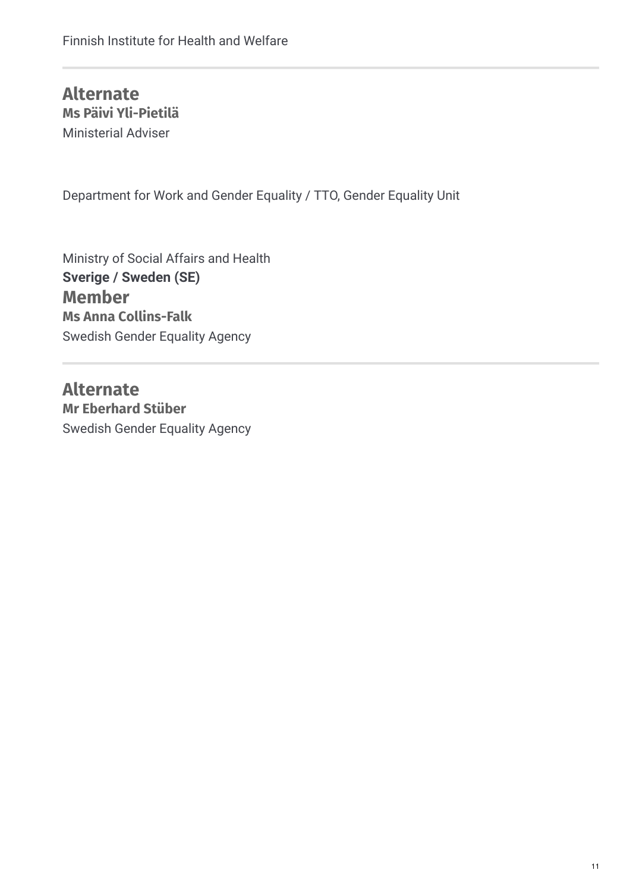Finnish Institute for Health and Welfare

---

## Alternate

**Ms Päivi Yli-Pietilä**

Ministerial Adviser

Department for Work and Gender Equality / TTO, Gender Equality Unit

Ministry of Social Affairs and Health

**Sverige / Sweden (SE)**

## Member

**Ms Anna Collins-Falk**

Swedish Gender Equality Agency

---

## Alternate

**Mr Eberhard Stüber**

Swedish Gender Equality Agency